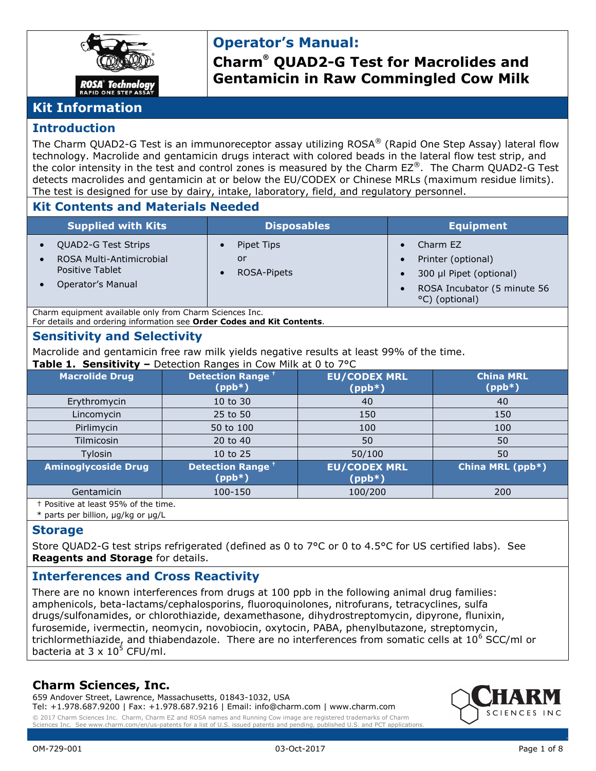# Operator's Manual:

# Charm® QUAD2-G Test for Macrolides and Gentamicin in Raw Commingled Cow Milk

## Kit Information

### Introduction

The Charm QUAD2-G Test is an immunoreceptor assay utilizing ROSA® (Rapid One Step Assay) lateral flow technology. Macrolide and gentamicin drugs interact with colored beads in the lateral flow test strip, and the color intensity in the test and control zones is measured by the Charm EZ®. The Charm QUAD2-G Test detects macrolides and gentamicin at or below the EU/CODEX or Chinese MRLs (maximum residue limits). The test is designed for use by dairy, intake, laboratory, field, and regulatory personnel.

### Kit Contents and Materials Needed

| Supplied with Kits | Disposables | Equipment |
|---|---|---|
| • QUAD2-G Test Strips<br>• ROSA Multi-Antimicrobial Positive Tablet<br>• Operator's Manual | • Pipet Tips<br>or<br>• ROSA-Pipets | • Charm EZ<br>• Printer (optional)<br>• 300 µl Pipet (optional)<br>• ROSA Incubator (5 minute 56 °C) (optional) |

Charm equipment available only from Charm Sciences Inc.
For details and ordering information see **Order Codes and Kit Contents**.

### Sensitivity and Selectivity

Macrolide and gentamicin free raw milk yields negative results at least 99% of the time.

**Table 1. Sensitivity –** Detection Ranges in Cow Milk at 0 to 7°C

| Macrolide Drug | Detection Range † (ppb*) | EU/CODEX MRL (ppb*) | China MRL (ppb*) |
|---|---|---|---|
| Erythromycin | 10 to 30 | 40 | 40 |
| Lincomycin | 25 to 50 | 150 | 150 |
| Pirlimycin | 50 to 100 | 100 | 100 |
| Tilmicosin | 20 to 40 | 50 | 50 |
| Tylosin | 10 to 25 | 50/100 | 50 |
| **Aminoglycoside Drug** | **Detection Range † (ppb*)** | **EU/CODEX MRL (ppb*)** | **China MRL (ppb*)** |
| Gentamicin | 100-150 | 100/200 | 200 |

† Positive at least 95% of the time.
\* parts per billion, µg/kg or µg/L

### Storage

Store QUAD2-G test strips refrigerated (defined as 0 to 7°C or 0 to 4.5°C for US certified labs). See **Reagents and Storage** for details.

### Interferences and Cross Reactivity

There are no known interferences from drugs at 100 ppb in the following animal drug families: amphenicols, beta-lactams/cephalosporins, fluoroquinolones, nitrofurans, tetracyclines, sulfa drugs/sulfonamides, or chlorothiazide, dexamethasone, dihydrostreptomycin, dipyrone, flunixin, furosemide, ivermectin, neomycin, novobiocin, oxytocin, PABA, phenylbutazone, streptomycin, trichlormethiazide, and thiabendazole. There are no interferences from somatic cells at $10^6$ SCC/ml or bacteria at $3 \times 10^5$ CFU/ml.

**Charm Sciences, Inc.**
659 Andover Street, Lawrence, Massachusetts, 01843-1032, USA
Tel: +1.978.687.9200 | Fax: +1.978.687.9216 | Email: info@charm.com | www.charm.com
© 2017 Charm Sciences Inc. Charm, Charm EZ and ROSA names and Running Cow image are registered trademarks of Charm Sciences Inc. See www.charm.com/en/us-patents for a list of U.S. issued patents and pending, published U.S. and PCT applications.

OM-729-001 03-Oct-2017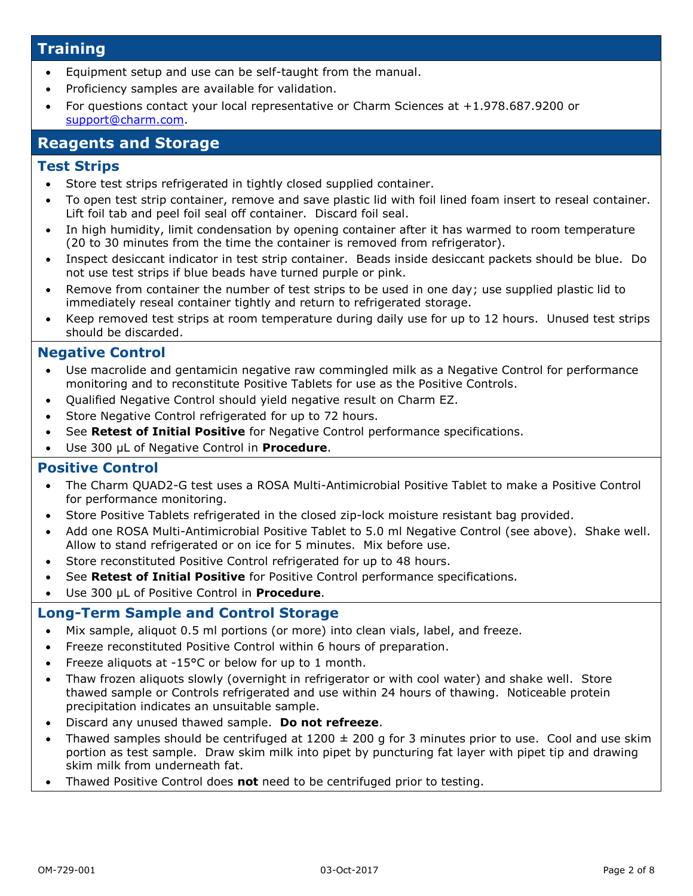## Training

- Equipment setup and use can be self-taught from the manual.
- Proficiency samples are available for validation.
- For questions contact your local representative or Charm Sciences at +1.978.687.9200 or support@charm.com.

## Reagents and Storage

### Test Strips

- Store test strips refrigerated in tightly closed supplied container.
- To open test strip container, remove and save plastic lid with foil lined foam insert to reseal container. Lift foil tab and peel foil seal off container. Discard foil seal.
- In high humidity, limit condensation by opening container after it has warmed to room temperature (20 to 30 minutes from the time the container is removed from refrigerator).
- Inspect desiccant indicator in test strip container. Beads inside desiccant packets should be blue. Do not use test strips if blue beads have turned purple or pink.
- Remove from container the number of test strips to be used in one day; use supplied plastic lid to immediately reseal container tightly and return to refrigerated storage.
- Keep removed test strips at room temperature during daily use for up to 12 hours. Unused test strips should be discarded.

### Negative Control

- Use macrolide and gentamicin negative raw commingled milk as a Negative Control for performance monitoring and to reconstitute Positive Tablets for use as the Positive Controls.
- Qualified Negative Control should yield negative result on Charm EZ.
- Store Negative Control refrigerated for up to 72 hours.
- See **Retest of Initial Positive** for Negative Control performance specifications.
- Use 300 µL of Negative Control in **Procedure**.

### Positive Control

- The Charm QUAD2-G test uses a ROSA Multi-Antimicrobial Positive Tablet to make a Positive Control for performance monitoring.
- Store Positive Tablets refrigerated in the closed zip-lock moisture resistant bag provided.
- Add one ROSA Multi-Antimicrobial Positive Tablet to 5.0 ml Negative Control (see above). Shake well. Allow to stand refrigerated or on ice for 5 minutes. Mix before use.
- Store reconstituted Positive Control refrigerated for up to 48 hours.
- See **Retest of Initial Positive** for Positive Control performance specifications.
- Use 300 µL of Positive Control in **Procedure**.

### Long-Term Sample and Control Storage

- Mix sample, aliquot 0.5 ml portions (or more) into clean vials, label, and freeze.
- Freeze reconstituted Positive Control within 6 hours of preparation.
- Freeze aliquots at -15°C or below for up to 1 month.
- Thaw frozen aliquots slowly (overnight in refrigerator or with cool water) and shake well. Store thawed sample or Controls refrigerated and use within 24 hours of thawing. Noticeable protein precipitation indicates an unsuitable sample.
- Discard any unused thawed sample. **Do not refreeze**.
- Thawed samples should be centrifuged at 1200 ± 200 g for 3 minutes prior to use. Cool and use skim portion as test sample. Draw skim milk into pipet by puncturing fat layer with pipet tip and drawing skim milk from underneath fat.
- Thawed Positive Control does **not** need to be centrifuged prior to testing.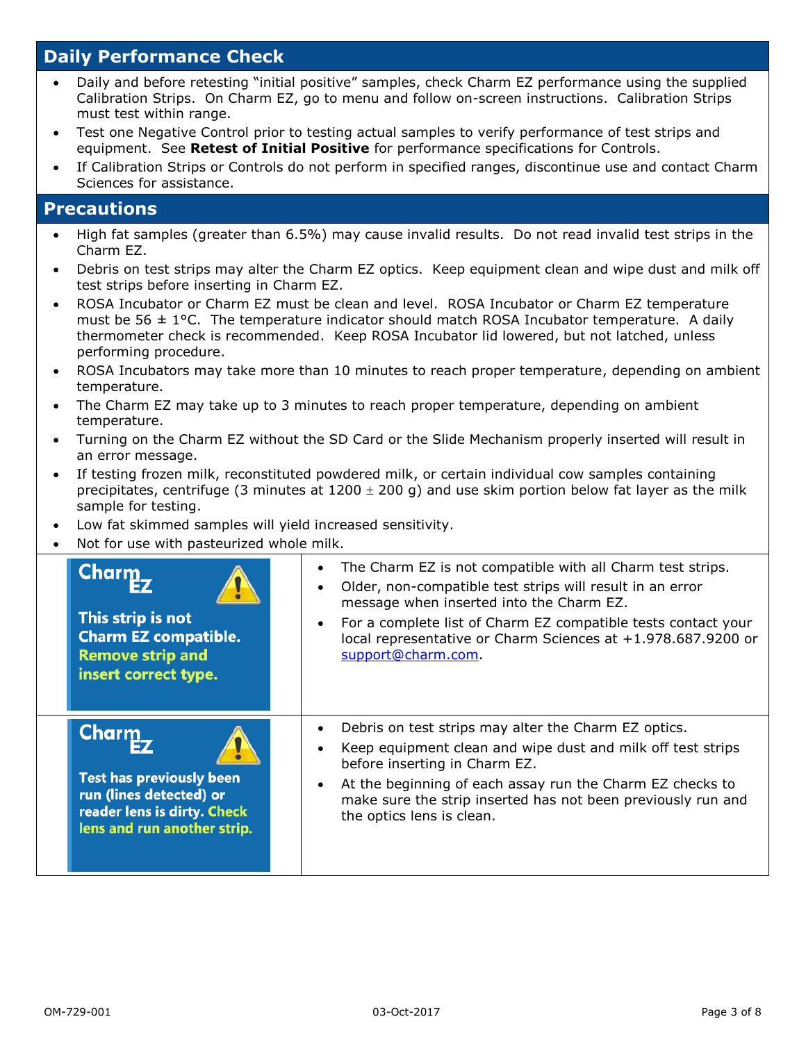## Daily Performance Check

- Daily and before retesting "initial positive" samples, check Charm EZ performance using the supplied Calibration Strips. On Charm EZ, go to menu and follow on-screen instructions. Calibration Strips must test within range.
- Test one Negative Control prior to testing actual samples to verify performance of test strips and equipment. See **Retest of Initial Positive** for performance specifications for Controls.
- If Calibration Strips or Controls do not perform in specified ranges, discontinue use and contact Charm Sciences for assistance.

## Precautions

- High fat samples (greater than 6.5%) may cause invalid results. Do not read invalid test strips in the Charm EZ.
- Debris on test strips may alter the Charm EZ optics. Keep equipment clean and wipe dust and milk off test strips before inserting in Charm EZ.
- ROSA Incubator or Charm EZ must be clean and level. ROSA Incubator or Charm EZ temperature must be 56 ± 1°C. The temperature indicator should match ROSA Incubator temperature. A daily thermometer check is recommended. Keep ROSA Incubator lid lowered, but not latched, unless performing procedure.
- ROSA Incubators may take more than 10 minutes to reach proper temperature, depending on ambient temperature.
- The Charm EZ may take up to 3 minutes to reach proper temperature, depending on ambient temperature.
- Turning on the Charm EZ without the SD Card or the Slide Mechanism properly inserted will result in an error message.
- If testing frozen milk, reconstituted powdered milk, or certain individual cow samples containing precipitates, centrifuge (3 minutes at 1200 ± 200 g) and use skim portion below fat layer as the milk sample for testing.
- Low fat skimmed samples will yield increased sensitivity.
- Not for use with pasteurized whole milk.

| | |
|---|---|
| **Charm EZ** – This strip is not Charm EZ compatible. Remove strip and insert correct type. | • The Charm EZ is not compatible with all Charm test strips.<br>• Older, non-compatible test strips will result in an error message when inserted into the Charm EZ.<br>• For a complete list of Charm EZ compatible tests contact your local representative or Charm Sciences at +1.978.687.9200 or support@charm.com. |
| **Charm EZ** – Test has previously been run (lines detected) or reader lens is dirty. Check lens and run another strip. | • Debris on test strips may alter the Charm EZ optics.<br>• Keep equipment clean and wipe dust and milk off test strips before inserting in Charm EZ.<br>• At the beginning of each assay run the Charm EZ checks to make sure the strip inserted has not been previously run and the optics lens is clean. |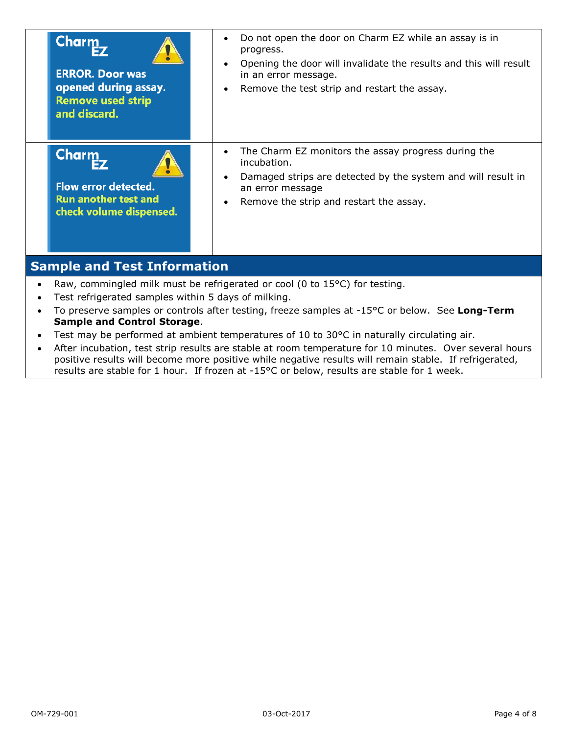| | |
|---|---|
| Charm EZ<br>ERROR. Door was opened during assay. Remove used strip and discard. | • Do not open the door on Charm EZ while an assay is in progress.<br>• Opening the door will invalidate the results and this will result in an error message.<br>• Remove the test strip and restart the assay. |
| Charm EZ<br>Flow error detected. Run another test and check volume dispensed. | • The Charm EZ monitors the assay progress during the incubation.<br>• Damaged strips are detected by the system and will result in an error message<br>• Remove the strip and restart the assay. |

## Sample and Test Information

- Raw, commingled milk must be refrigerated or cool (0 to 15°C) for testing.
- Test refrigerated samples within 5 days of milking.
- To preserve samples or controls after testing, freeze samples at -15°C or below. See **Long-Term Sample and Control Storage**.
- Test may be performed at ambient temperatures of 10 to 30°C in naturally circulating air.
- After incubation, test strip results are stable at room temperature for 10 minutes. Over several hours positive results will become more positive while negative results will remain stable. If refrigerated, results are stable for 1 hour. If frozen at -15°C or below, results are stable for 1 week.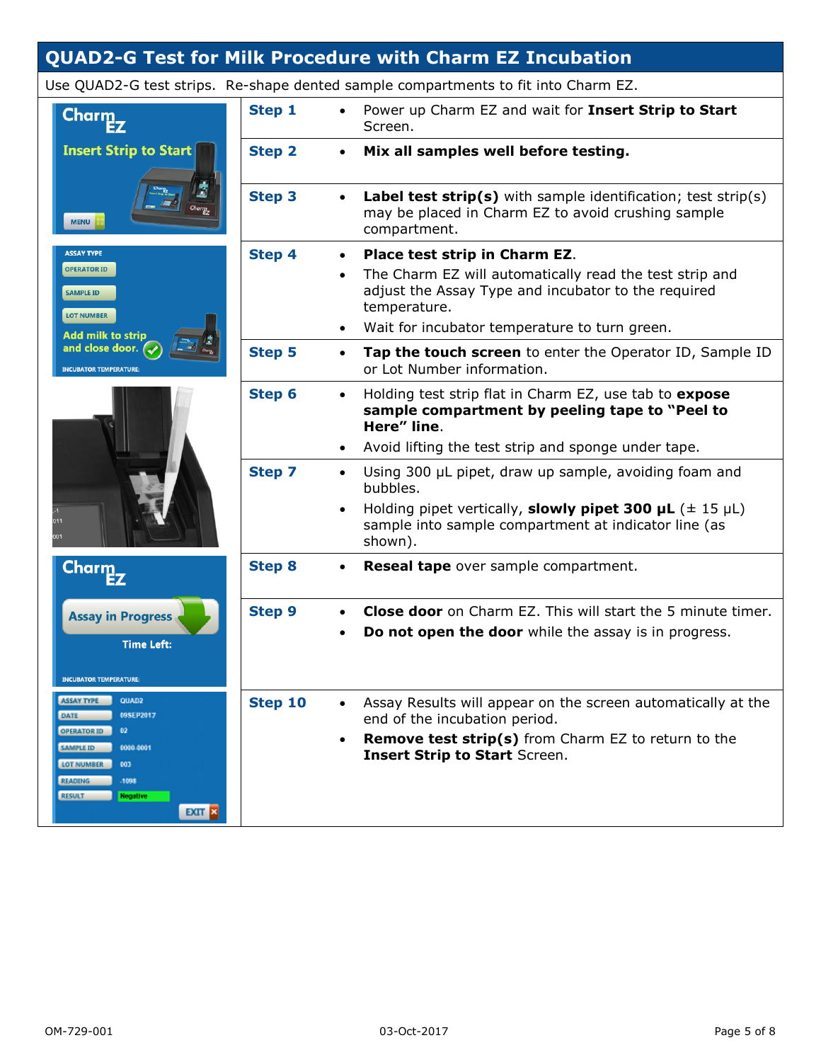# QUAD2-G Test for Milk Procedure with Charm EZ Incubation

Use QUAD2-G test strips. Re-shape dented sample compartments to fit into Charm EZ.

| Step | Instructions |
|---|---|
| **Step 1** | • Power up Charm EZ and wait for **Insert Strip to Start** Screen. |
| **Step 2** | • **Mix all samples well before testing.** |
| **Step 3** | • **Label test strip(s)** with sample identification; test strip(s) may be placed in Charm EZ to avoid crushing sample compartment. |
| **Step 4** | • **Place test strip in Charm EZ**.<br>• The Charm EZ will automatically read the test strip and adjust the Assay Type and incubator to the required temperature.<br>• Wait for incubator temperature to turn green. |
| **Step 5** | • **Tap the touch screen** to enter the Operator ID, Sample ID or Lot Number information. |
| **Step 6** | • Holding test strip flat in Charm EZ, use tab to **expose sample compartment by peeling tape to "Peel to Here" line**.<br>• Avoid lifting the test strip and sponge under tape. |
| **Step 7** | • Using 300 µL pipet, draw up sample, avoiding foam and bubbles.<br>• Holding pipet vertically, **slowly pipet 300 µL** (± 15 µL) sample into sample compartment at indicator line (as shown). |
| **Step 8** | • **Reseal tape** over sample compartment. |
| **Step 9** | • **Close door** on Charm EZ. This will start the 5 minute timer.<br>• **Do not open the door** while the assay is in progress. |
| **Step 10** | • Assay Results will appear on the screen automatically at the end of the incubation period.<br>• **Remove test strip(s)** from Charm EZ to return to the **Insert Strip to Start** Screen. |

OM-729-001 03-Oct-2017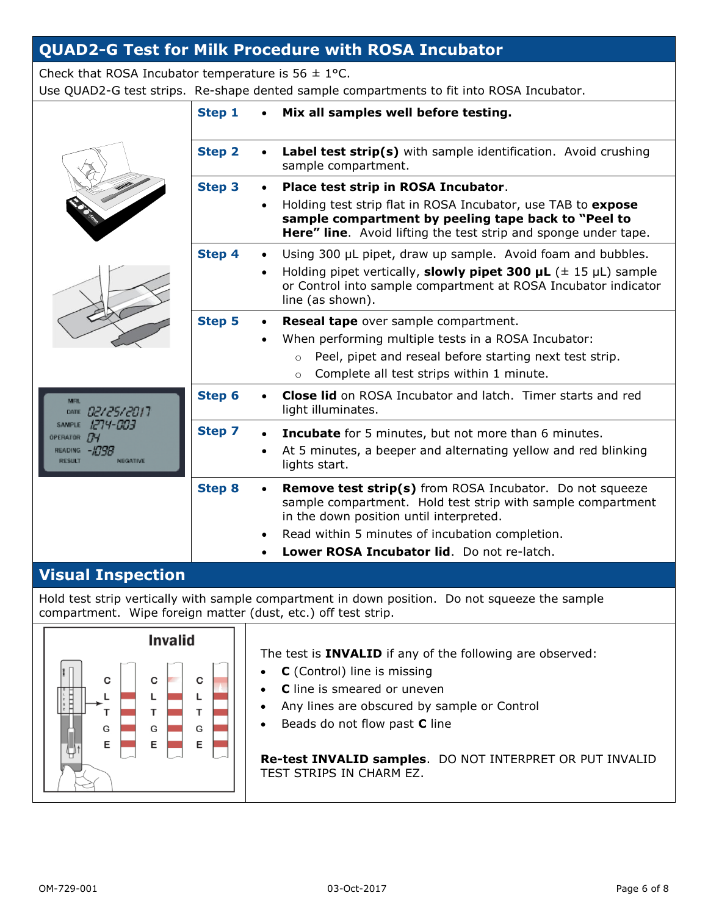## QUAD2-G Test for Milk Procedure with ROSA Incubator

Check that ROSA Incubator temperature is 56 ± 1°C.
Use QUAD2-G test strips. Re-shape dented sample compartments to fit into ROSA Incubator.

| Step | Instructions |
|---|---|
| **Step 1** | • **Mix all samples well before testing.** |
| **Step 2** | • **Label test strip(s)** with sample identification. Avoid crushing sample compartment. |
| **Step 3** | • **Place test strip in ROSA Incubator**.<br>• Holding test strip flat in ROSA Incubator, use TAB to **expose sample compartment by peeling tape back to "Peel to Here" line**. Avoid lifting the test strip and sponge under tape. |
| **Step 4** | • Using 300 µL pipet, draw up sample. Avoid foam and bubbles.<br>• Holding pipet vertically, **slowly pipet 300 µL** (± 15 µL) sample or Control into sample compartment at ROSA Incubator indicator line (as shown). |
| **Step 5** | • **Reseal tape** over sample compartment.<br>• When performing multiple tests in a ROSA Incubator:<br>  ○ Peel, pipet and reseal before starting next test strip.<br>  ○ Complete all test strips within 1 minute. |
| **Step 6** | • **Close lid** on ROSA Incubator and latch. Timer starts and red light illuminates. |
| **Step 7** | • **Incubate** for 5 minutes, but not more than 6 minutes.<br>• At 5 minutes, a beeper and alternating yellow and red blinking lights start. |
| **Step 8** | • **Remove test strip(s)** from ROSA Incubator. Do not squeeze sample compartment. Hold test strip with sample compartment in the down position until interpreted.<br>• Read within 5 minutes of incubation completion.<br>• **Lower ROSA Incubator lid**. Do not re-latch. |

MRL
DATE 02/25/2017
SAMPLE 1274-003
OPERATOR 04
READING -1098
RESULT NEGATIVE

## Visual Inspection

Hold test strip vertically with sample compartment in down position. Do not squeeze the sample compartment. Wipe foreign matter (dust, etc.) off test strip.

Invalid

The test is **INVALID** if any of the following are observed:

- **C** (Control) line is missing
- **C** line is smeared or uneven
- Any lines are obscured by sample or Control
- Beads do not flow past **C** line

**Re-test INVALID samples**. DO NOT INTERPRET OR PUT INVALID TEST STRIPS IN CHARM EZ.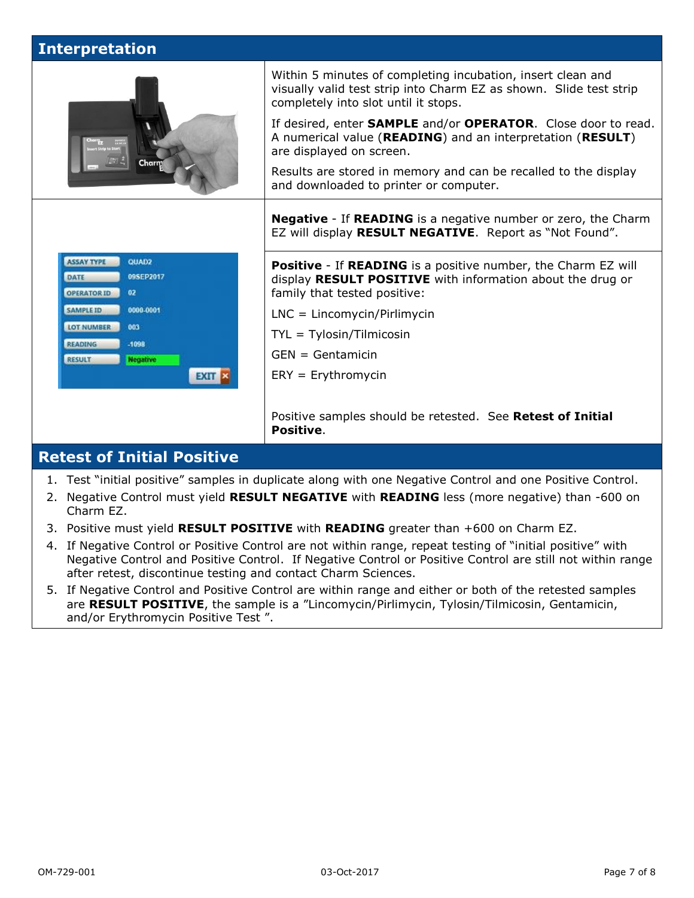## Interpretation

Within 5 minutes of completing incubation, insert clean and visually valid test strip into Charm EZ as shown. Slide test strip completely into slot until it stops.

If desired, enter **SAMPLE** and/or **OPERATOR**. Close door to read. A numerical value (**READING**) and an interpretation (**RESULT**) are displayed on screen.

Results are stored in memory and can be recalled to the display and downloaded to printer or computer.

**Negative** - If **READING** is a negative number or zero, the Charm EZ will display **RESULT NEGATIVE**. Report as "Not Found".

**Positive** - If **READING** is a positive number, the Charm EZ will display **RESULT POSITIVE** with information about the drug or family that tested positive:

LNC = Lincomycin/Pirlimycin

TYL = Tylosin/Tilmicosin

GEN = Gentamicin

ERY = Erythromycin

Positive samples should be retested. See **Retest of Initial Positive**.

## Retest of Initial Positive

1. Test "initial positive" samples in duplicate along with one Negative Control and one Positive Control.
2. Negative Control must yield **RESULT NEGATIVE** with **READING** less (more negative) than -600 on Charm EZ.
3. Positive must yield **RESULT POSITIVE** with **READING** greater than +600 on Charm EZ.
4. If Negative Control or Positive Control are not within range, repeat testing of "initial positive" with Negative Control and Positive Control. If Negative Control or Positive Control are still not within range after retest, discontinue testing and contact Charm Sciences.
5. If Negative Control and Positive Control are within range and either or both of the retested samples are **RESULT POSITIVE**, the sample is a "Lincomycin/Pirlimycin, Tylosin/Tilmicosin, Gentamicin, and/or Erythromycin Positive Test ".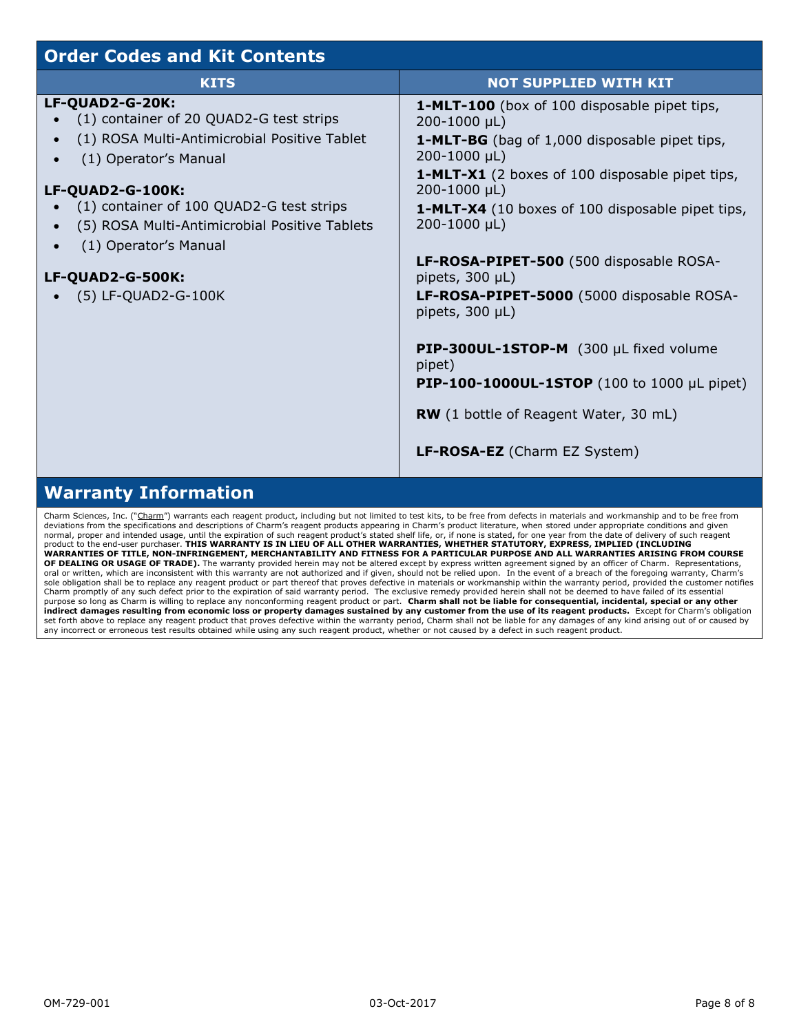## Order Codes and Kit Contents

| KITS | NOT SUPPLIED WITH KIT |
|---|---|
| **LF-QUAD2-G-20K:**<br>• (1) container of 20 QUAD2-G test strips<br>• (1) ROSA Multi-Antimicrobial Positive Tablet<br>• (1) Operator's Manual<br><br>**LF-QUAD2-G-100K:**<br>• (1) container of 100 QUAD2-G test strips<br>• (5) ROSA Multi-Antimicrobial Positive Tablets<br>• (1) Operator's Manual<br><br>**LF-QUAD2-G-500K:**<br>• (5) LF-QUAD2-G-100K | **1-MLT-100** (box of 100 disposable pipet tips, 200-1000 µL)<br>**1-MLT-BG** (bag of 1,000 disposable pipet tips, 200-1000 µL)<br>**1-MLT-X1** (2 boxes of 100 disposable pipet tips, 200-1000 µL)<br>**1-MLT-X4** (10 boxes of 100 disposable pipet tips, 200-1000 µL)<br><br>**LF-ROSA-PIPET-500** (500 disposable ROSA-pipets, 300 µL)<br>**LF-ROSA-PIPET-5000** (5000 disposable ROSA-pipets, 300 µL)<br><br>**PIP-300UL-1STOP-M** (300 µL fixed volume pipet)<br>**PIP-100-1000UL-1STOP** (100 to 1000 µL pipet)<br><br>**RW** (1 bottle of Reagent Water, 30 mL)<br><br>**LF-ROSA-EZ** (Charm EZ System) |

## Warranty Information

Charm Sciences, Inc. ("Charm") warrants each reagent product, including but not limited to test kits, to be free from defects in materials and workmanship and to be free from deviations from the specifications and descriptions of Charm's reagent products appearing in Charm's product literature, when stored under appropriate conditions and given normal, proper and intended usage, until the expiration of such reagent product's stated shelf life, or, if none is stated, for one year from the date of delivery of such reagent product to the end-user purchaser. **THIS WARRANTY IS IN LIEU OF ALL OTHER WARRANTIES, WHETHER STATUTORY, EXPRESS, IMPLIED (INCLUDING WARRANTIES OF TITLE, NON-INFRINGEMENT, MERCHANTABILITY AND FITNESS FOR A PARTICULAR PURPOSE AND ALL WARRANTIES ARISING FROM COURSE OF DEALING OR USAGE OF TRADE).** The warranty provided herein may not be altered except by express written agreement signed by an officer of Charm. Representations, oral or written, which are inconsistent with this warranty are not authorized and if given, should not be relied upon. In the event of a breach of the foregoing warranty, Charm's sole obligation shall be to replace any reagent product or part thereof that proves defective in materials or workmanship within the warranty period, provided the customer notifies Charm promptly of any such defect prior to the expiration of said warranty period. The exclusive remedy provided herein shall not be deemed to have failed of its essential purpose so long as Charm is willing to replace any nonconforming reagent product or part. **Charm shall not be liable for consequential, incidental, special or any other indirect damages resulting from economic loss or property damages sustained by any customer from the use of its reagent products.** Except for Charm's obligation set forth above to replace any reagent product that proves defective within the warranty period, Charm shall not be liable for any damages of any kind arising out of or caused by any incorrect or erroneous test results obtained while using any such reagent product, whether or not caused by a defect in such reagent product.

OM-729-001 03-Oct-2017